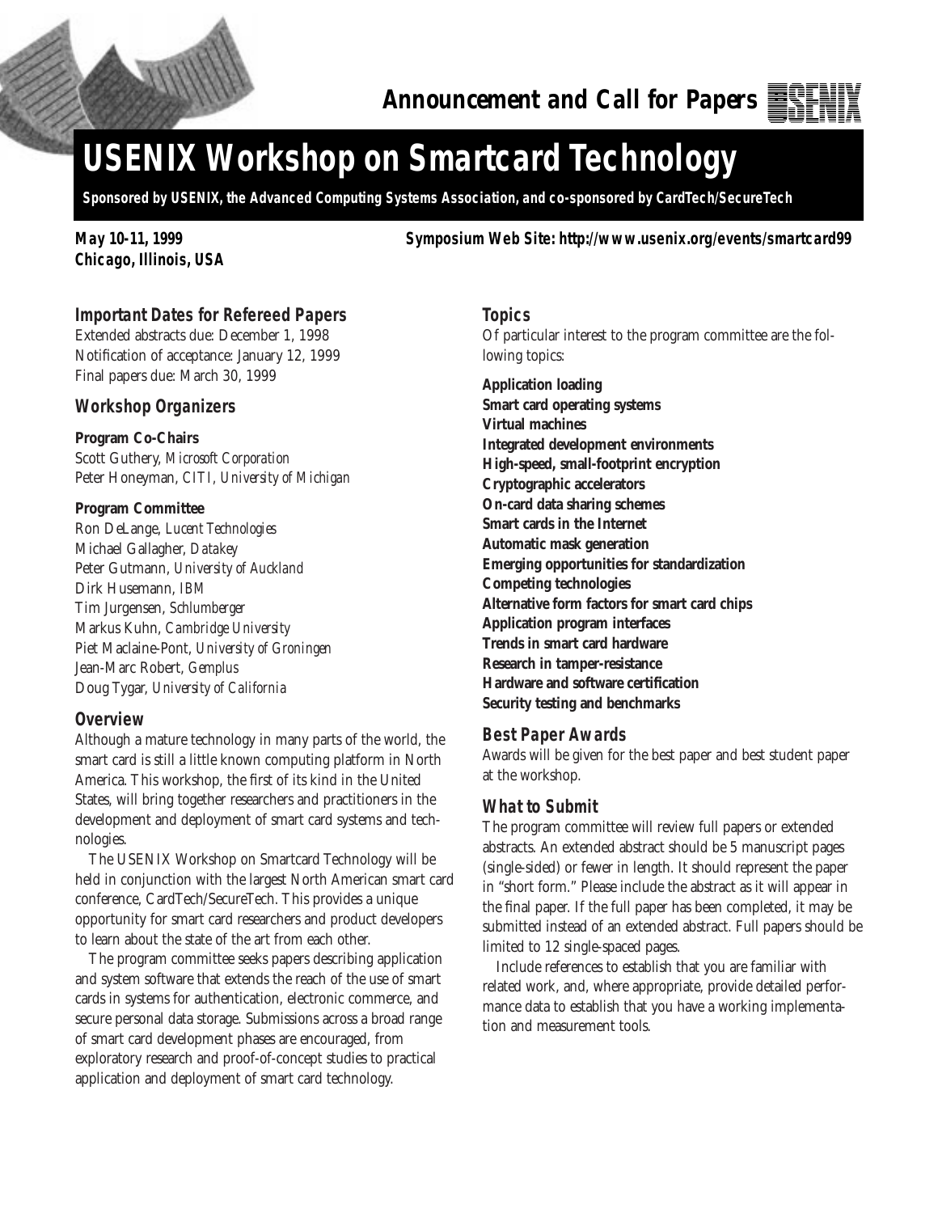**Announcement and Call for Papers**

# USENIX Workshop on Smartcard Technology

**Sponsored by USENIX, the Advanced Computing Systems Association, and co-sponsored by CardTech/SecureTech**

**May 10-11, 1999**
**Chicago, Illinois, USA**

**Symposium Web Site: http://www.usenix.org/events/smartcard99**

## Important Dates for Refereed Papers

Extended abstracts due: December 1, 1998
Notification of acceptance: January 12, 1999
Final papers due: March 30, 1999

## Workshop Organizers

**Program Co-Chairs**
Scott Guthery, *Microsoft Corporation*
Peter Honeyman, *CITI, University of Michigan*

**Program Committee**
Ron DeLange, *Lucent Technologies*
Michael Gallagher, *Datakey*
Peter Gutmann, *University of Auckland*
Dirk Husemann, *IBM*
Tim Jurgensen, *Schlumberger*
Markus Kuhn, *Cambridge University*
Piet Maclaine-Pont, *University of Groningen*
Jean-Marc Robert, *Gemplus*
Doug Tygar, *University of California*

## Overview

Although a mature technology in many parts of the world, the smart card is still a little known computing platform in North America. This workshop, the first of its kind in the United States, will bring together researchers and practitioners in the development and deployment of smart card systems and technologies.

The USENIX Workshop on Smartcard Technology will be held in conjunction with the largest North American smart card conference, CardTech/SecureTech. This provides a unique opportunity for smart card researchers and product developers to learn about the state of the art from each other.

The program committee seeks papers describing application and system software that extends the reach of the use of smart cards in systems for authentication, electronic commerce, and secure personal data storage. Submissions across a broad range of smart card development phases are encouraged, from exploratory research and proof-of-concept studies to practical application and deployment of smart card technology.

## Topics

Of particular interest to the program committee are the following topics:

**Application loading**
**Smart card operating systems**
**Virtual machines**
**Integrated development environments**
**High-speed, small-footprint encryption**
**Cryptographic accelerators**
**On-card data sharing schemes**
**Smart cards in the Internet**
**Automatic mask generation**
**Emerging opportunities for standardization**
**Competing technologies**
**Alternative form factors for smart card chips**
**Application program interfaces**
**Trends in smart card hardware**
**Research in tamper-resistance**
**Hardware and software certification**
**Security testing and benchmarks**

## Best Paper Awards

Awards will be given for the best paper and best student paper at the workshop.

## What to Submit

The program committee will review full papers or extended abstracts. An extended abstract should be 5 manuscript pages (single-sided) or fewer in length. It should represent the paper in "short form." Please include the abstract as it will appear in the final paper. If the full paper has been completed, it may be submitted instead of an extended abstract. Full papers should be limited to 12 single-spaced pages.

Include references to establish that you are familiar with related work, and, where appropriate, provide detailed performance data to establish that you have a working implementation and measurement tools.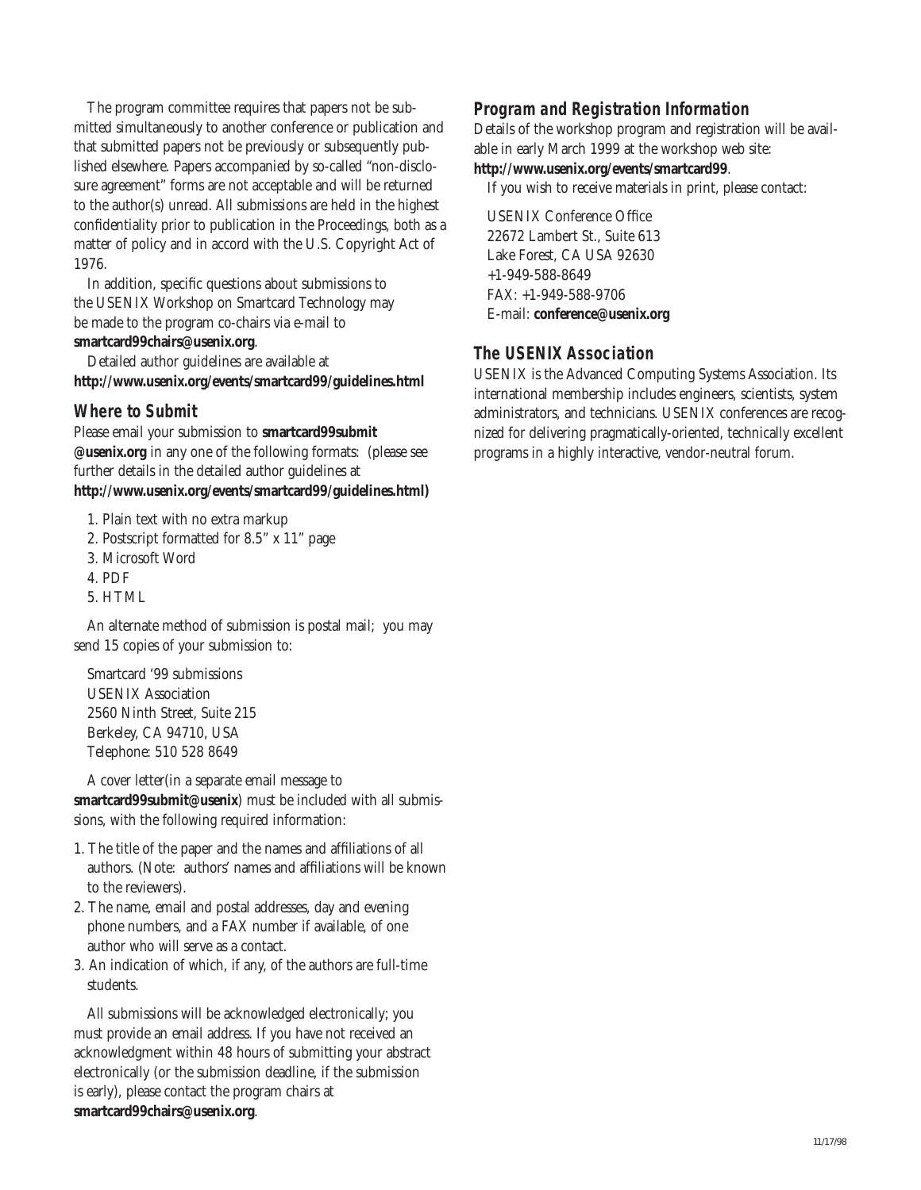The program committee requires that papers not be submitted simultaneously to another conference or publication and that submitted papers not be previously or subsequently published elsewhere. Papers accompanied by so-called "non-disclosure agreement" forms are not acceptable and will be returned to the author(s) unread. All submissions are held in the highest confidentiality prior to publication in the Proceedings, both as a matter of policy and in accord with the U.S. Copyright Act of 1976.

In addition, specific questions about submissions to the USENIX Workshop on Smartcard Technology may be made to the program co-chairs via e-mail to **smartcard99chairs@usenix.org**.

Detailed author guidelines are available at **http://www.usenix.org/events/smartcard99/guidelines.html**

### Where to Submit

Please email your submission to **smartcard99submit @usenix.org** in any one of the following formats: (please see further details in the detailed author guidelines at **http://www.usenix.org/events/smartcard99/guidelines.html)**

1. Plain text with no extra markup
2. Postscript formatted for 8.5" x 11" page
3. Microsoft Word
4. PDF
5. HTML

An alternate method of submission is postal mail; you may send 15 copies of your submission to:

Smartcard '99 submissions
USENIX Association
2560 Ninth Street, Suite 215
Berkeley, CA 94710, USA
Telephone: 510 528 8649

A cover letter(in a separate email message to **smartcard99submit@usenix**) must be included with all submissions, with the following required information:

1. The title of the paper and the names and affiliations of all authors. (Note: authors' names and affiliations will be known to the reviewers).
2. The name, email and postal addresses, day and evening phone numbers, and a FAX number if available, of one author who will serve as a contact.
3. An indication of which, if any, of the authors are full-time students.

All submissions will be acknowledged electronically; you must provide an email address. If you have not received an acknowledgment within 48 hours of submitting your abstract electronically (or the submission deadline, if the submission is early), please contact the program chairs at **smartcard99chairs@usenix.org**.

### Program and Registration Information

Details of the workshop program and registration will be available in early March 1999 at the workshop web site: **http://www.usenix.org/events/smartcard99**.

If you wish to receive materials in print, please contact:

USENIX Conference Office
22672 Lambert St., Suite 613
Lake Forest, CA USA 92630
+1-949-588-8649
FAX: +1-949-588-9706
E-mail: **conference@usenix.org**

### The USENIX Association

USENIX is the Advanced Computing Systems Association. Its international membership includes engineers, scientists, system administrators, and technicians. USENIX conferences are recognized for delivering pragmatically-oriented, technically excellent programs in a highly interactive, vendor-neutral forum.

11/17/98